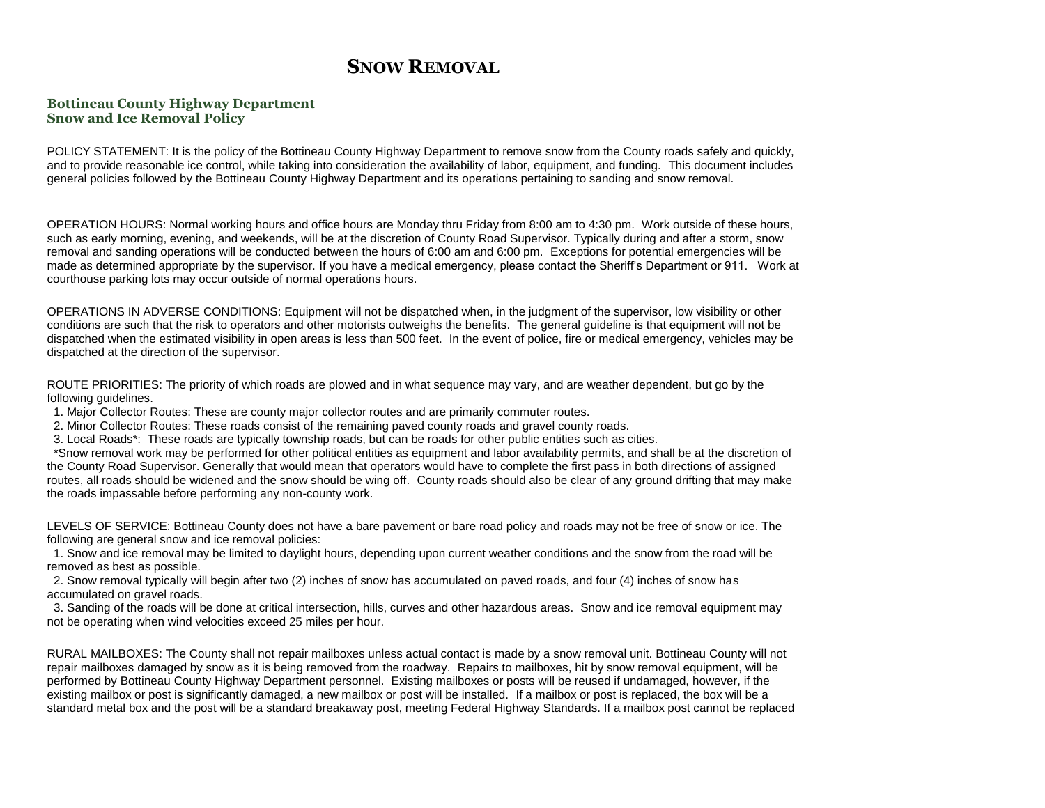# Snow Removal

**Bottineau County Highway Department**
**Snow and Ice Removal Policy**

POLICY STATEMENT: It is the policy of the Bottineau County Highway Department to remove snow from the County roads safely and quickly, and to provide reasonable ice control, while taking into consideration the availability of labor, equipment, and funding. This document includes general policies followed by the Bottineau County Highway Department and its operations pertaining to sanding and snow removal.

OPERATION HOURS: Normal working hours and office hours are Monday thru Friday from 8:00 am to 4:30 pm. Work outside of these hours, such as early morning, evening, and weekends, will be at the discretion of County Road Supervisor. Typically during and after a storm, snow removal and sanding operations will be conducted between the hours of 6:00 am and 6:00 pm. Exceptions for potential emergencies will be made as determined appropriate by the supervisor. If you have a medical emergency, please contact the Sheriff's Department or 911. Work at courthouse parking lots may occur outside of normal operations hours.

OPERATIONS IN ADVERSE CONDITIONS: Equipment will not be dispatched when, in the judgment of the supervisor, low visibility or other conditions are such that the risk to operators and other motorists outweighs the benefits. The general guideline is that equipment will not be dispatched when the estimated visibility in open areas is less than 500 feet. In the event of police, fire or medical emergency, vehicles may be dispatched at the direction of the supervisor.

ROUTE PRIORITIES: The priority of which roads are plowed and in what sequence may vary, and are weather dependent, but go by the following guidelines.

1. Major Collector Routes: These are county major collector routes and are primarily commuter routes.
2. Minor Collector Routes: These roads consist of the remaining paved county roads and gravel county roads.
3. Local Roads*: These roads are typically township roads, but can be roads for other public entities such as cities.

*Snow removal work may be performed for other political entities as equipment and labor availability permits, and shall be at the discretion of the County Road Supervisor. Generally that would mean that operators would have to complete the first pass in both directions of assigned routes, all roads should be widened and the snow should be wing off. County roads should also be clear of any ground drifting that may make the roads impassable before performing any non-county work.

LEVELS OF SERVICE: Bottineau County does not have a bare pavement or bare road policy and roads may not be free of snow or ice. The following are general snow and ice removal policies:

1. Snow and ice removal may be limited to daylight hours, depending upon current weather conditions and the snow from the road will be removed as best as possible.
2. Snow removal typically will begin after two (2) inches of snow has accumulated on paved roads, and four (4) inches of snow has accumulated on gravel roads.
3. Sanding of the roads will be done at critical intersection, hills, curves and other hazardous areas. Snow and ice removal equipment may not be operating when wind velocities exceed 25 miles per hour.

RURAL MAILBOXES: The County shall not repair mailboxes unless actual contact is made by a snow removal unit. Bottineau County will not repair mailboxes damaged by snow as it is being removed from the roadway. Repairs to mailboxes, hit by snow removal equipment, will be performed by Bottineau County Highway Department personnel. Existing mailboxes or posts will be reused if undamaged, however, if the existing mailbox or post is significantly damaged, a new mailbox or post will be installed. If a mailbox or post is replaced, the box will be a standard metal box and the post will be a standard breakaway post, meeting Federal Highway Standards. If a mailbox post cannot be replaced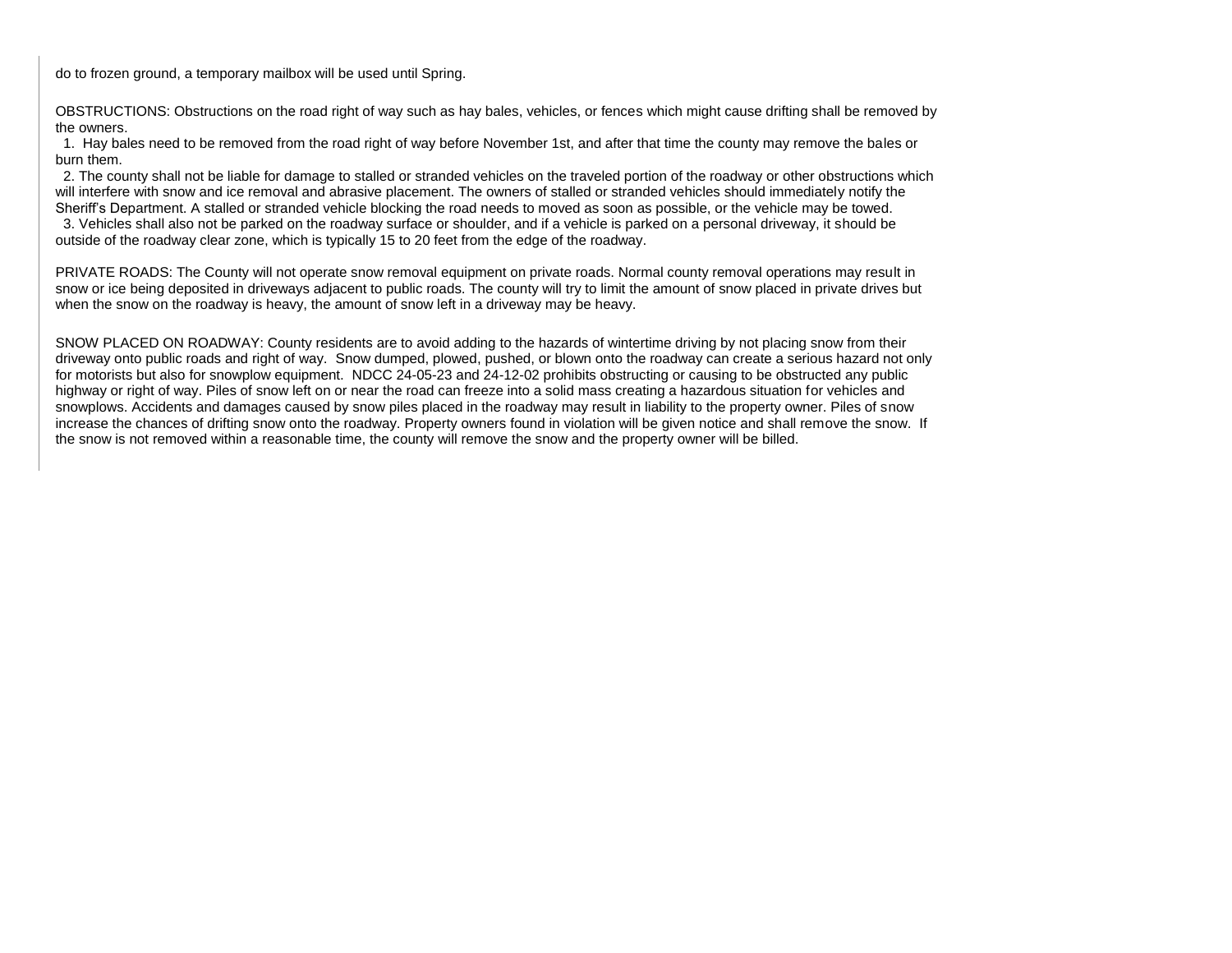do to frozen ground, a temporary mailbox will be used until Spring.

OBSTRUCTIONS: Obstructions on the road right of way such as hay bales, vehicles, or fences which might cause drifting shall be removed by the owners.

1. Hay bales need to be removed from the road right of way before November 1st, and after that time the county may remove the bales or burn them.
2. The county shall not be liable for damage to stalled or stranded vehicles on the traveled portion of the roadway or other obstructions which will interfere with snow and ice removal and abrasive placement. The owners of stalled or stranded vehicles should immediately notify the Sheriff's Department. A stalled or stranded vehicle blocking the road needs to moved as soon as possible, or the vehicle may be towed.
3. Vehicles shall also not be parked on the roadway surface or shoulder, and if a vehicle is parked on a personal driveway, it should be outside of the roadway clear zone, which is typically 15 to 20 feet from the edge of the roadway.

PRIVATE ROADS: The County will not operate snow removal equipment on private roads. Normal county removal operations may result in snow or ice being deposited in driveways adjacent to public roads. The county will try to limit the amount of snow placed in private drives but when the snow on the roadway is heavy, the amount of snow left in a driveway may be heavy.

SNOW PLACED ON ROADWAY: County residents are to avoid adding to the hazards of wintertime driving by not placing snow from their driveway onto public roads and right of way. Snow dumped, plowed, pushed, or blown onto the roadway can create a serious hazard not only for motorists but also for snowplow equipment. NDCC 24-05-23 and 24-12-02 prohibits obstructing or causing to be obstructed any public highway or right of way. Piles of snow left on or near the road can freeze into a solid mass creating a hazardous situation for vehicles and snowplows. Accidents and damages caused by snow piles placed in the roadway may result in liability to the property owner. Piles of snow increase the chances of drifting snow onto the roadway. Property owners found in violation will be given notice and shall remove the snow. If the snow is not removed within a reasonable time, the county will remove the snow and the property owner will be billed.